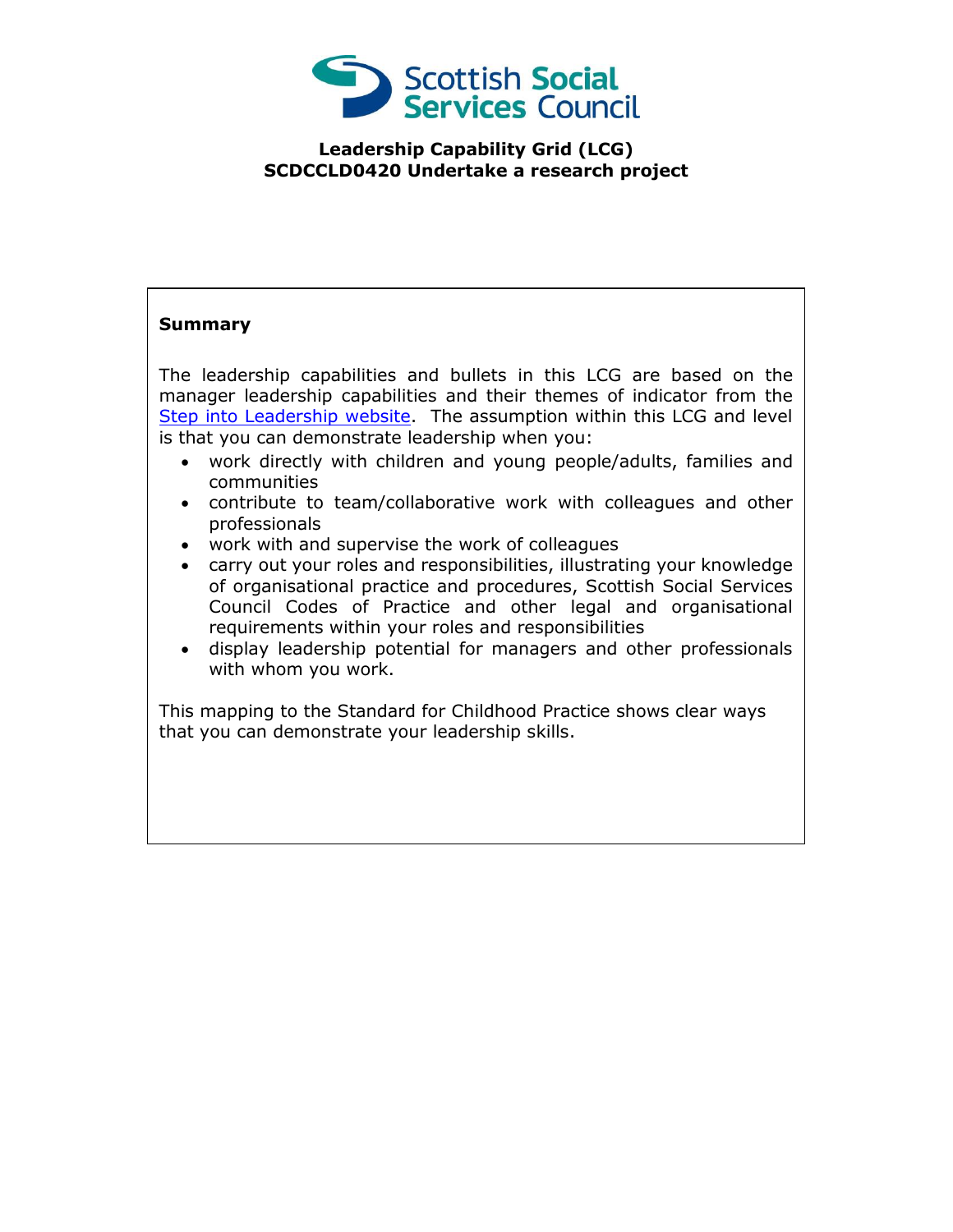**Leadership Capability Grid (LCG)**
**SCDCCLD0420 Undertake a research project**

**Summary**

The leadership capabilities and bullets in this LCG are based on the manager leadership capabilities and their themes of indicator from the Step into Leadership website. The assumption within this LCG and level is that you can demonstrate leadership when you:

- work directly with children and young people/adults, families and communities
- contribute to team/collaborative work with colleagues and other professionals
- work with and supervise the work of colleagues
- carry out your roles and responsibilities, illustrating your knowledge of organisational practice and procedures, Scottish Social Services Council Codes of Practice and other legal and organisational requirements within your roles and responsibilities
- display leadership potential for managers and other professionals with whom you work.

This mapping to the Standard for Childhood Practice shows clear ways that you can demonstrate your leadership skills.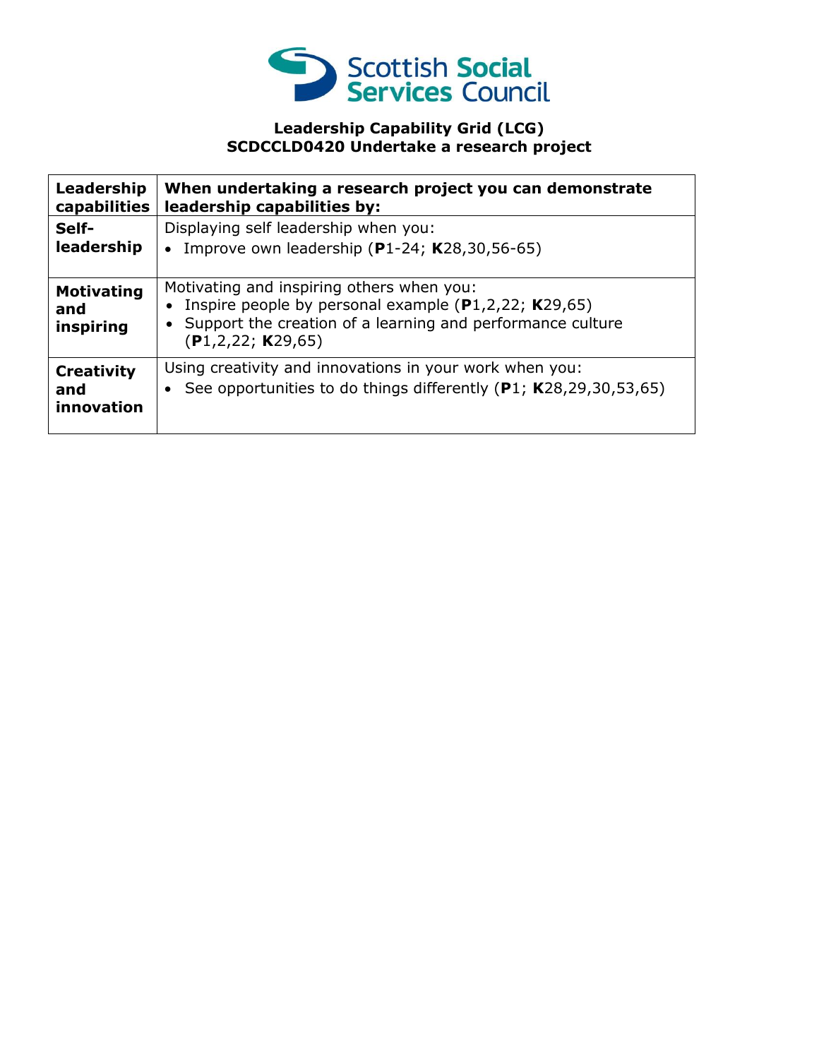Scottish Social Services Council

**Leadership Capability Grid (LCG)**
**SCDCCLD0420 Undertake a research project**

| **Leadership capabilities** | **When undertaking a research project you can demonstrate leadership capabilities by:** |
|---|---|
| **Self-leadership** | Displaying self leadership when you:<br>• Improve own leadership (**P**1-24; **K**28,30,56-65) |
| **Motivating and inspiring** | Motivating and inspiring others when you:<br>• Inspire people by personal example (**P**1,2,22; **K**29,65)<br>• Support the creation of a learning and performance culture (**P**1,2,22; **K**29,65) |
| **Creativity and innovation** | Using creativity and innovations in your work when you:<br>• See opportunities to do things differently (**P**1; **K**28,29,30,53,65) |